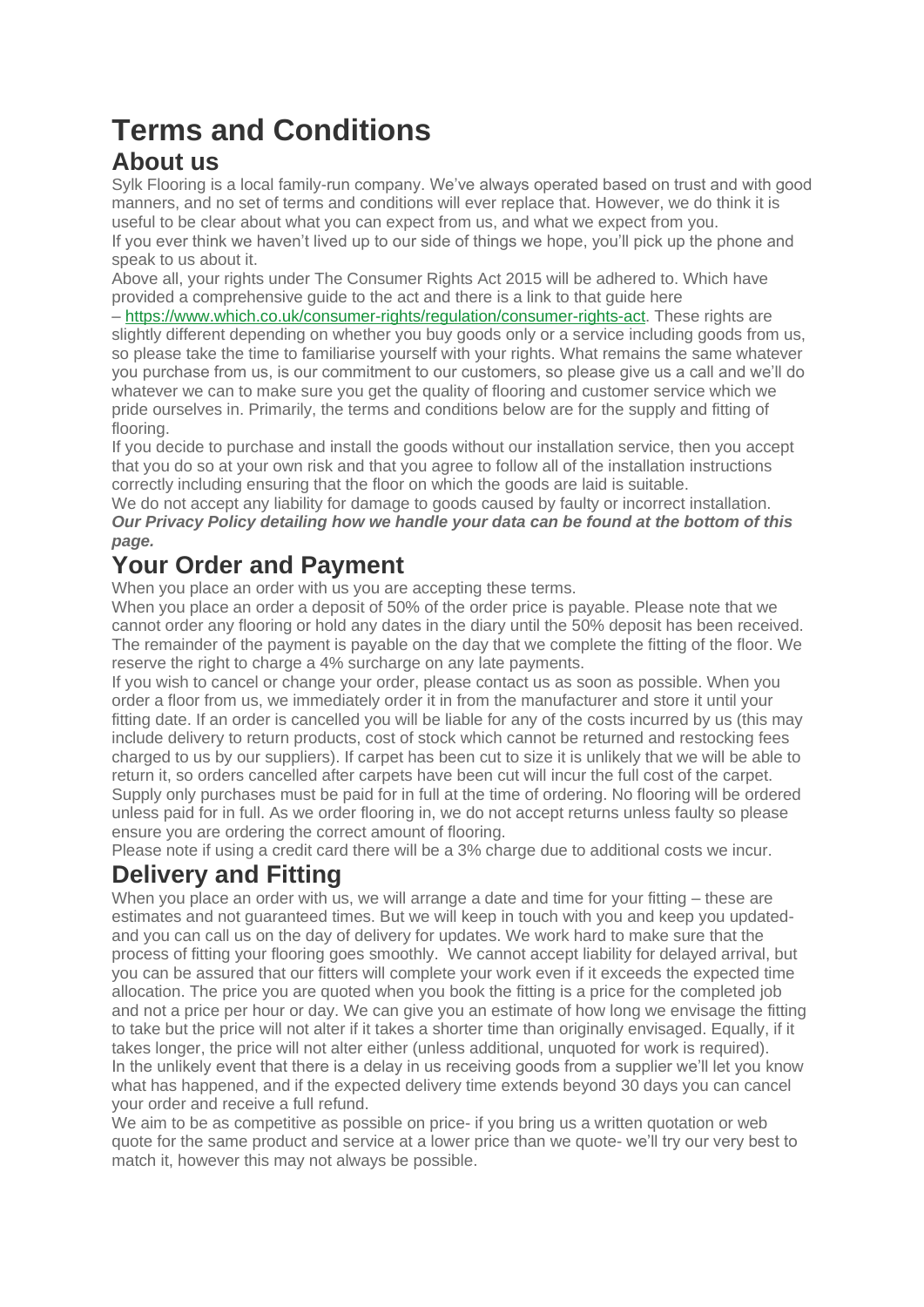# Terms and Conditions

## About us

Sylk Flooring is a local family-run company. We've always operated based on trust and with good manners, and no set of terms and conditions will ever replace that. However, we do think it is useful to be clear about what you can expect from us, and what we expect from you.

If you ever think we haven't lived up to our side of things we hope, you'll pick up the phone and speak to us about it.

Above all, your rights under The Consumer Rights Act 2015 will be adhered to. Which have provided a comprehensive guide to the act and there is a link to that guide here – [https://www.which.co.uk/consumer-rights/regulation/consumer-rights-act](https://www.which.co.uk/consumer-rights/regulation/consumer-rights-act). These rights are slightly different depending on whether you buy goods only or a service including goods from us, so please take the time to familiarise yourself with your rights. What remains the same whatever you purchase from us, is our commitment to our customers, so please give us a call and we'll do whatever we can to make sure you get the quality of flooring and customer service which we pride ourselves in. Primarily, the terms and conditions below are for the supply and fitting of flooring.

If you decide to purchase and install the goods without our installation service, then you accept that you do so at your own risk and that you agree to follow all of the installation instructions correctly including ensuring that the floor on which the goods are laid is suitable.

We do not accept any liability for damage to goods caused by faulty or incorrect installation.

***Our Privacy Policy detailing how we handle your data can be found at the bottom of this page.***

## Your Order and Payment

When you place an order with us you are accepting these terms.

When you place an order a deposit of 50% of the order price is payable. Please note that we cannot order any flooring or hold any dates in the diary until the 50% deposit has been received. The remainder of the payment is payable on the day that we complete the fitting of the floor. We reserve the right to charge a 4% surcharge on any late payments.

If you wish to cancel or change your order, please contact us as soon as possible. When you order a floor from us, we immediately order it in from the manufacturer and store it until your fitting date. If an order is cancelled you will be liable for any of the costs incurred by us (this may include delivery to return products, cost of stock which cannot be returned and restocking fees charged to us by our suppliers). If carpet has been cut to size it is unlikely that we will be able to return it, so orders cancelled after carpets have been cut will incur the full cost of the carpet.

Supply only purchases must be paid for in full at the time of ordering. No flooring will be ordered unless paid for in full. As we order flooring in, we do not accept returns unless faulty so please ensure you are ordering the correct amount of flooring.

Please note if using a credit card there will be a 3% charge due to additional costs we incur.

## Delivery and Fitting

When you place an order with us, we will arrange a date and time for your fitting – these are estimates and not guaranteed times. But we will keep in touch with you and keep you updated- and you can call us on the day of delivery for updates. We work hard to make sure that the process of fitting your flooring goes smoothly. We cannot accept liability for delayed arrival, but you can be assured that our fitters will complete your work even if it exceeds the expected time allocation. The price you are quoted when you book the fitting is a price for the completed job and not a price per hour or day. We can give you an estimate of how long we envisage the fitting to take but the price will not alter if it takes a shorter time than originally envisaged. Equally, if it takes longer, the price will not alter either (unless additional, unquoted for work is required).

In the unlikely event that there is a delay in us receiving goods from a supplier we'll let you know what has happened, and if the expected delivery time extends beyond 30 days you can cancel your order and receive a full refund.

We aim to be as competitive as possible on price- if you bring us a written quotation or web quote for the same product and service at a lower price than we quote- we'll try our very best to match it, however this may not always be possible.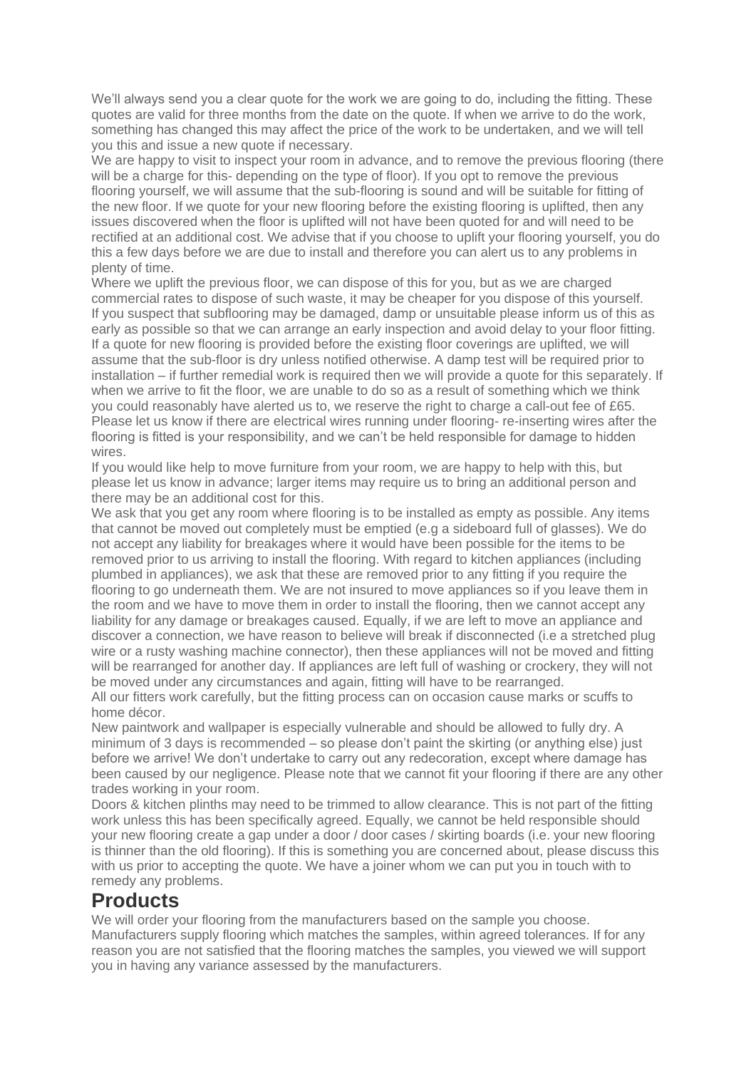We'll always send you a clear quote for the work we are going to do, including the fitting. These quotes are valid for three months from the date on the quote. If when we arrive to do the work, something has changed this may affect the price of the work to be undertaken, and we will tell you this and issue a new quote if necessary.

We are happy to visit to inspect your room in advance, and to remove the previous flooring (there will be a charge for this- depending on the type of floor). If you opt to remove the previous flooring yourself, we will assume that the sub-flooring is sound and will be suitable for fitting of the new floor. If we quote for your new flooring before the existing flooring is uplifted, then any issues discovered when the floor is uplifted will not have been quoted for and will need to be rectified at an additional cost. We advise that if you choose to uplift your flooring yourself, you do this a few days before we are due to install and therefore you can alert us to any problems in plenty of time.

Where we uplift the previous floor, we can dispose of this for you, but as we are charged commercial rates to dispose of such waste, it may be cheaper for you dispose of this yourself.

If you suspect that subflooring may be damaged, damp or unsuitable please inform us of this as early as possible so that we can arrange an early inspection and avoid delay to your floor fitting. If a quote for new flooring is provided before the existing floor coverings are uplifted, we will assume that the sub-floor is dry unless notified otherwise. A damp test will be required prior to installation – if further remedial work is required then we will provide a quote for this separately. If when we arrive to fit the floor, we are unable to do so as a result of something which we think you could reasonably have alerted us to, we reserve the right to charge a call-out fee of £65.

Please let us know if there are electrical wires running under flooring- re-inserting wires after the flooring is fitted is your responsibility, and we can't be held responsible for damage to hidden wires.

If you would like help to move furniture from your room, we are happy to help with this, but please let us know in advance; larger items may require us to bring an additional person and there may be an additional cost for this.

We ask that you get any room where flooring is to be installed as empty as possible. Any items that cannot be moved out completely must be emptied (e.g a sideboard full of glasses). We do not accept any liability for breakages where it would have been possible for the items to be removed prior to us arriving to install the flooring. With regard to kitchen appliances (including plumbed in appliances), we ask that these are removed prior to any fitting if you require the flooring to go underneath them. We are not insured to move appliances so if you leave them in the room and we have to move them in order to install the flooring, then we cannot accept any liability for any damage or breakages caused. Equally, if we are left to move an appliance and discover a connection, we have reason to believe will break if disconnected (i.e a stretched plug wire or a rusty washing machine connector), then these appliances will not be moved and fitting will be rearranged for another day. If appliances are left full of washing or crockery, they will not be moved under any circumstances and again, fitting will have to be rearranged.

All our fitters work carefully, but the fitting process can on occasion cause marks or scuffs to home décor.

New paintwork and wallpaper is especially vulnerable and should be allowed to fully dry. A minimum of 3 days is recommended – so please don't paint the skirting (or anything else) just before we arrive! We don't undertake to carry out any redecoration, except where damage has been caused by our negligence. Please note that we cannot fit your flooring if there are any other trades working in your room.

Doors & kitchen plinths may need to be trimmed to allow clearance. This is not part of the fitting work unless this has been specifically agreed. Equally, we cannot be held responsible should your new flooring create a gap under a door / door cases / skirting boards (i.e. your new flooring is thinner than the old flooring). If this is something you are concerned about, please discuss this with us prior to accepting the quote. We have a joiner whom we can put you in touch with to remedy any problems.

## Products

We will order your flooring from the manufacturers based on the sample you choose. Manufacturers supply flooring which matches the samples, within agreed tolerances. If for any reason you are not satisfied that the flooring matches the samples, you viewed we will support you in having any variance assessed by the manufacturers.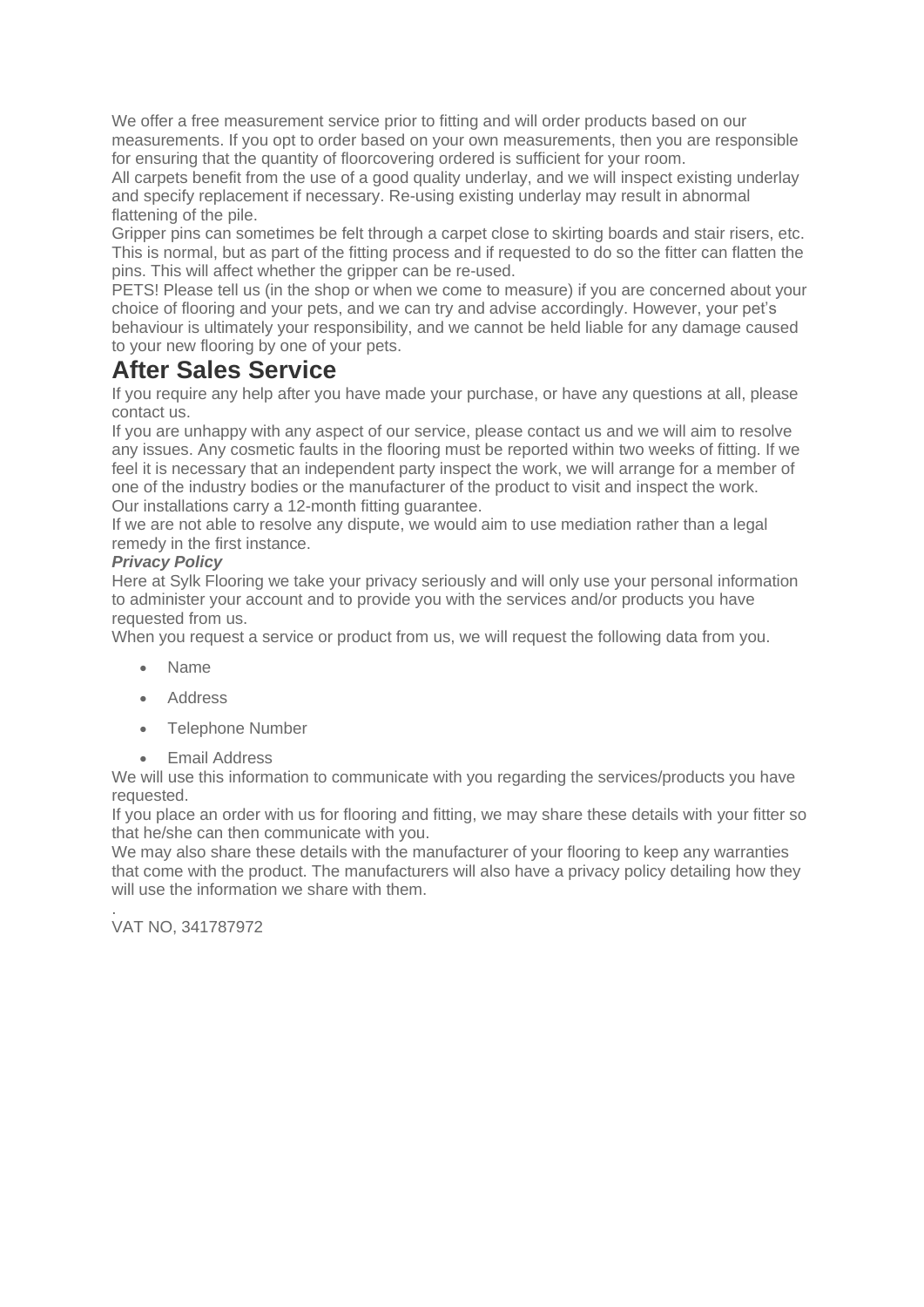We offer a free measurement service prior to fitting and will order products based on our measurements. If you opt to order based on your own measurements, then you are responsible for ensuring that the quantity of floorcovering ordered is sufficient for your room.

All carpets benefit from the use of a good quality underlay, and we will inspect existing underlay and specify replacement if necessary. Re-using existing underlay may result in abnormal flattening of the pile.

Gripper pins can sometimes be felt through a carpet close to skirting boards and stair risers, etc. This is normal, but as part of the fitting process and if requested to do so the fitter can flatten the pins. This will affect whether the gripper can be re-used.

PETS! Please tell us (in the shop or when we come to measure) if you are concerned about your choice of flooring and your pets, and we can try and advise accordingly. However, your pet's behaviour is ultimately your responsibility, and we cannot be held liable for any damage caused to your new flooring by one of your pets.

## After Sales Service

If you require any help after you have made your purchase, or have any questions at all, please contact us.

If you are unhappy with any aspect of our service, please contact us and we will aim to resolve any issues. Any cosmetic faults in the flooring must be reported within two weeks of fitting. If we feel it is necessary that an independent party inspect the work, we will arrange for a member of one of the industry bodies or the manufacturer of the product to visit and inspect the work.

Our installations carry a 12-month fitting guarantee.

If we are not able to resolve any dispute, we would aim to use mediation rather than a legal remedy in the first instance.

***Privacy Policy***

Here at Sylk Flooring we take your privacy seriously and will only use your personal information to administer your account and to provide you with the services and/or products you have requested from us.

When you request a service or product from us, we will request the following data from you.

- Name
- Address
- Telephone Number
- Email Address

We will use this information to communicate with you regarding the services/products you have requested.

If you place an order with us for flooring and fitting, we may share these details with your fitter so that he/she can then communicate with you.

We may also share these details with the manufacturer of your flooring to keep any warranties that come with the product. The manufacturers will also have a privacy policy detailing how they will use the information we share with them.

.

VAT NO, 341787972